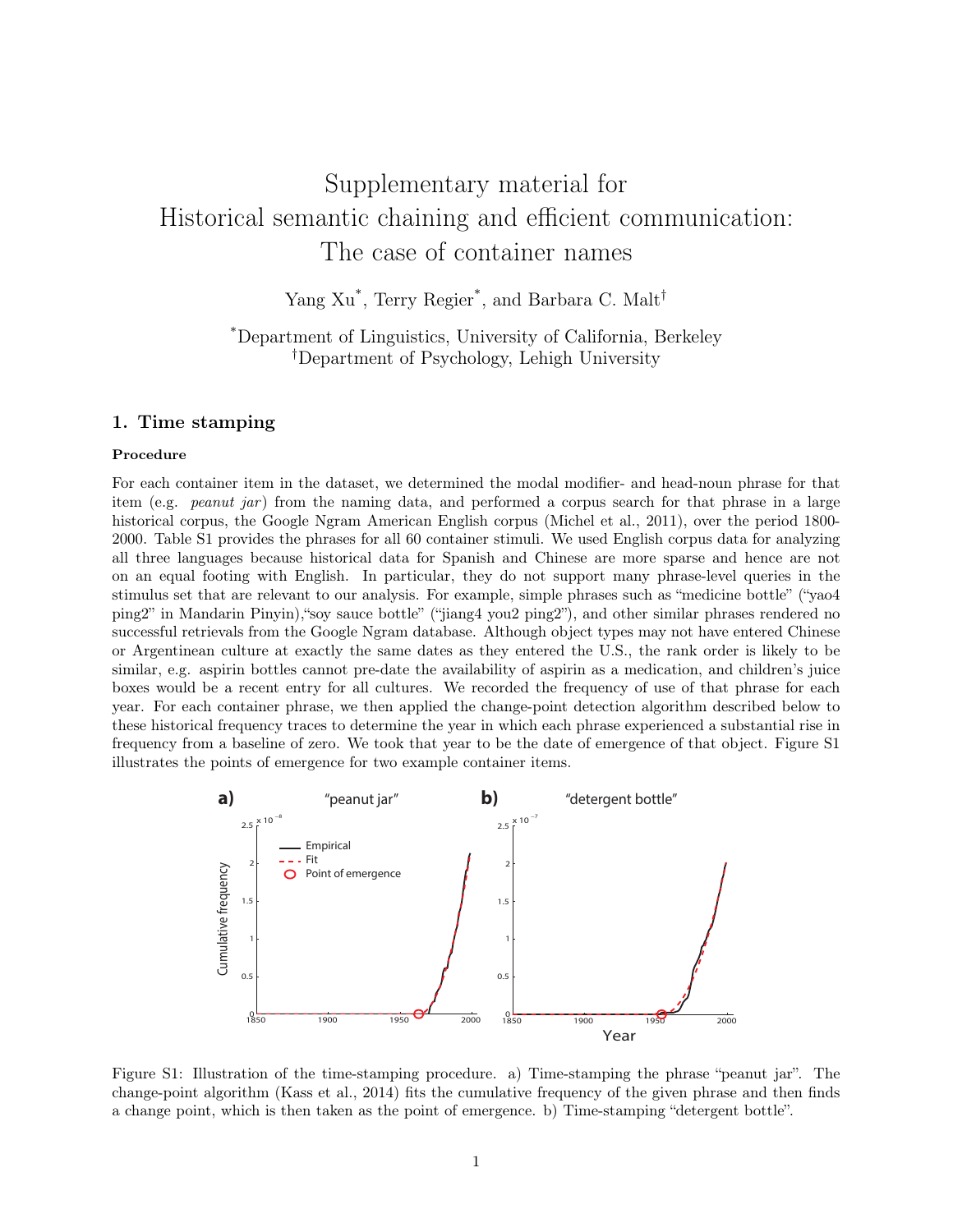# Supplementary material for Historical semantic chaining and efficient communication: The case of container names

Yang Xu[*], Terry Regier[*], and Barbara C. Malt[†]

[*]Department of Linguistics, University of California, Berkeley
[†]Department of Psychology, Lehigh University

## 1. Time stamping

### Procedure

For each container item in the dataset, we determined the modal modifier- and head-noun phrase for that item (e.g. *peanut jar*) from the naming data, and performed a corpus search for that phrase in a large historical corpus, the Google Ngram American English corpus (Michel et al., 2011), over the period 1800-2000. Table S1 provides the phrases for all 60 container stimuli. We used English corpus data for analyzing all three languages because historical data for Spanish and Chinese are more sparse and hence are not on an equal footing with English. In particular, they do not support many phrase-level queries in the stimulus set that are relevant to our analysis. For example, simple phrases such as "medicine bottle" ("yao4 ping2" in Mandarin Pinyin),"soy sauce bottle" ("jiang4 you2 ping2"), and other similar phrases rendered no successful retrievals from the Google Ngram database. Although object types may not have entered Chinese or Argentinean culture at exactly the same dates as they entered the U.S., the rank order is likely to be similar, e.g. aspirin bottles cannot pre-date the availability of aspirin as a medication, and children's juice boxes would be a recent entry for all cultures. We recorded the frequency of use of that phrase for each year. For each container phrase, we then applied the change-point detection algorithm described below to these historical frequency traces to determine the year in which each phrase experienced a substantial rise in frequency from a baseline of zero. We took that year to be the date of emergence of that object. Figure S1 illustrates the points of emergence for two example container items.

Figure S1: Illustration of the time-stamping procedure. a) Time-stamping the phrase "peanut jar". The change-point algorithm (Kass et al., 2014) fits the cumulative frequency of the given phrase and then finds a change point, which is then taken as the point of emergence. b) Time-stamping "detergent bottle".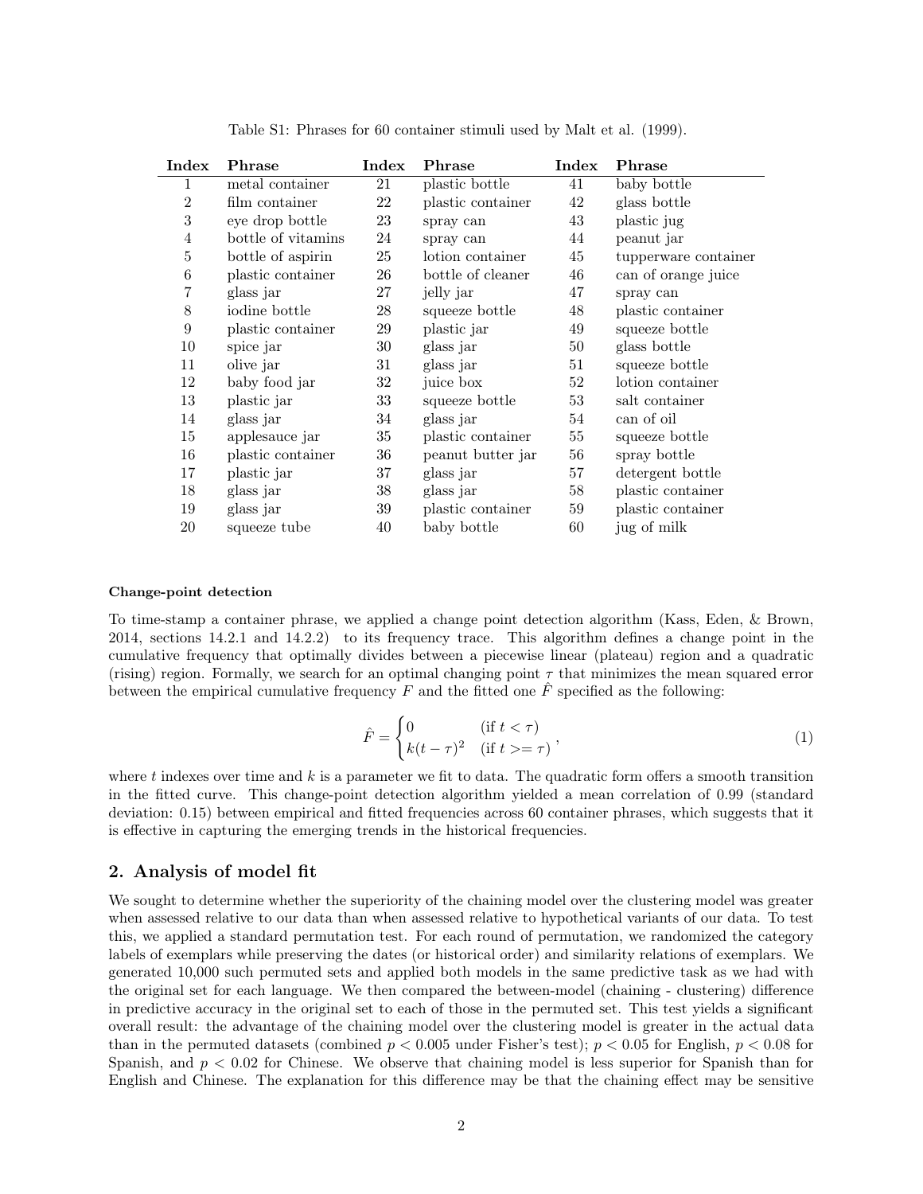Table S1: Phrases for 60 container stimuli used by Malt et al. (1999).

| Index | Phrase | Index | Phrase | Index | Phrase |
|---|---|---|---|---|---|
| 1 | metal container | 21 | plastic bottle | 41 | baby bottle |
| 2 | film container | 22 | plastic container | 42 | glass bottle |
| 3 | eye drop bottle | 23 | spray can | 43 | plastic jug |
| 4 | bottle of vitamins | 24 | spray can | 44 | peanut jar |
| 5 | bottle of aspirin | 25 | lotion container | 45 | tupperware container |
| 6 | plastic container | 26 | bottle of cleaner | 46 | can of orange juice |
| 7 | glass jar | 27 | jelly jar | 47 | spray can |
| 8 | iodine bottle | 28 | squeeze bottle | 48 | plastic container |
| 9 | plastic container | 29 | plastic jar | 49 | squeeze bottle |
| 10 | spice jar | 30 | glass jar | 50 | glass bottle |
| 11 | olive jar | 31 | glass jar | 51 | squeeze bottle |
| 12 | baby food jar | 32 | juice box | 52 | lotion container |
| 13 | plastic jar | 33 | squeeze bottle | 53 | salt container |
| 14 | glass jar | 34 | glass jar | 54 | can of oil |
| 15 | applesauce jar | 35 | plastic container | 55 | squeeze bottle |
| 16 | plastic container | 36 | peanut butter jar | 56 | spray bottle |
| 17 | plastic jar | 37 | glass jar | 57 | detergent bottle |
| 18 | glass jar | 38 | glass jar | 58 | plastic container |
| 19 | glass jar | 39 | plastic container | 59 | plastic container |
| 20 | squeeze tube | 40 | baby bottle | 60 | jug of milk |

#### Change-point detection

To time-stamp a container phrase, we applied a change point detection algorithm (Kass, Eden, & Brown, 2014, sections 14.2.1 and 14.2.2) to its frequency trace. This algorithm defines a change point in the cumulative frequency that optimally divides between a piecewise linear (plateau) region and a quadratic (rising) region. Formally, we search for an optimal changing point $\tau$ that minimizes the mean squared error between the empirical cumulative frequency $F$ and the fitted one $\hat{F}$ specified as the following:

$$\hat{F} = \begin{cases} 0 & (\text{if } t < \tau) \\ k(t-\tau)^2 & (\text{if } t >= \tau) \end{cases}, \tag{1}$$

where $t$ indexes over time and $k$ is a parameter we fit to data. The quadratic form offers a smooth transition in the fitted curve. This change-point detection algorithm yielded a mean correlation of 0.99 (standard deviation: 0.15) between empirical and fitted frequencies across 60 container phrases, which suggests that it is effective in capturing the emerging trends in the historical frequencies.

## 2. Analysis of model fit

We sought to determine whether the superiority of the chaining model over the clustering model was greater when assessed relative to our data than when assessed relative to hypothetical variants of our data. To test this, we applied a standard permutation test. For each round of permutation, we randomized the category labels of exemplars while preserving the dates (or historical order) and similarity relations of exemplars. We generated 10,000 such permuted sets and applied both models in the same predictive task as we had with the original set for each language. We then compared the between-model (chaining - clustering) difference in predictive accuracy in the original set to each of those in the permuted set. This test yields a significant overall result: the advantage of the chaining model over the clustering model is greater in the actual data than in the permuted datasets (combined $p < 0.005$ under Fisher's test); $p < 0.05$ for English, $p < 0.08$ for Spanish, and $p < 0.02$ for Chinese. We observe that chaining model is less superior for Spanish than for English and Chinese. The explanation for this difference may be that the chaining effect may be sensitive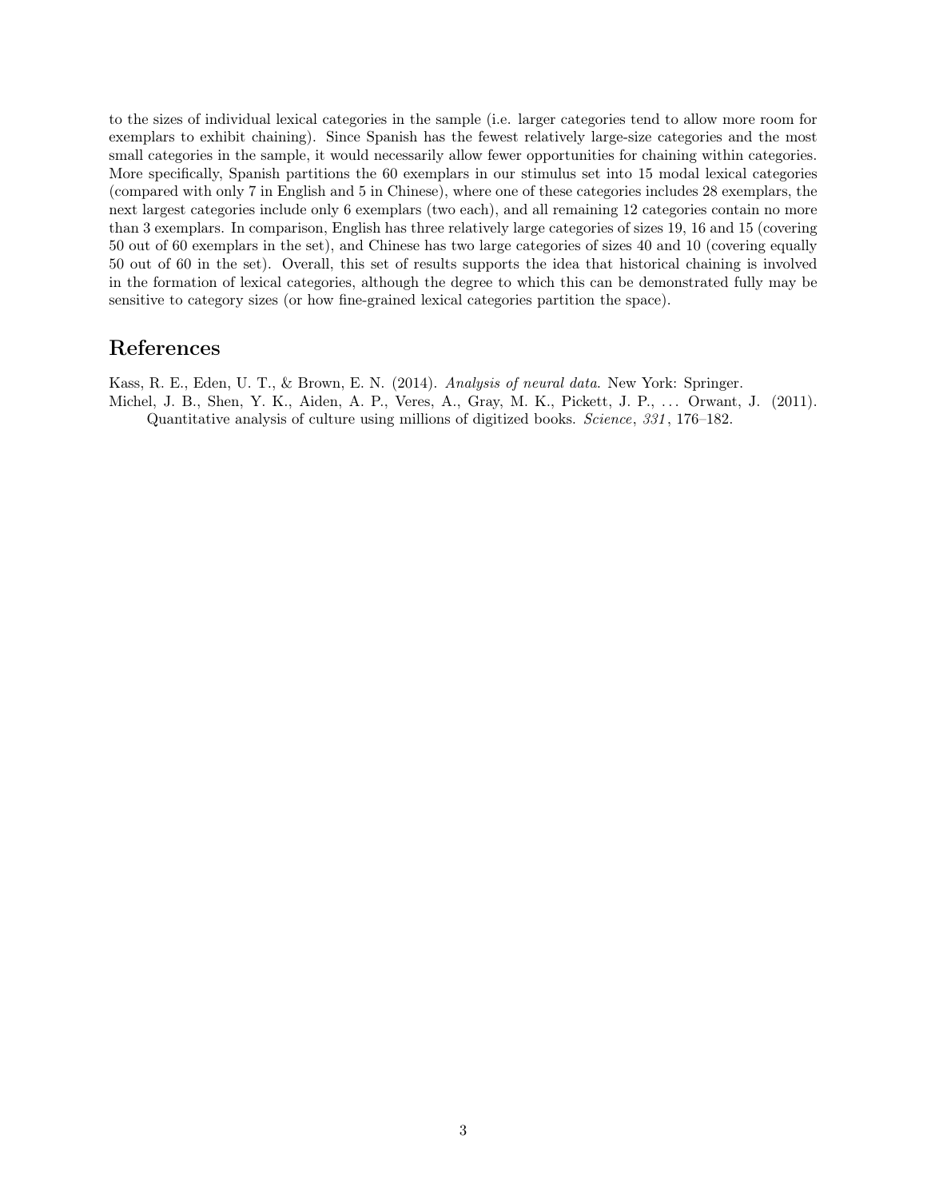to the sizes of individual lexical categories in the sample (i.e. larger categories tend to allow more room for exemplars to exhibit chaining). Since Spanish has the fewest relatively large-size categories and the most small categories in the sample, it would necessarily allow fewer opportunities for chaining within categories. More specifically, Spanish partitions the 60 exemplars in our stimulus set into 15 modal lexical categories (compared with only 7 in English and 5 in Chinese), where one of these categories includes 28 exemplars, the next largest categories include only 6 exemplars (two each), and all remaining 12 categories contain no more than 3 exemplars. In comparison, English has three relatively large categories of sizes 19, 16 and 15 (covering 50 out of 60 exemplars in the set), and Chinese has two large categories of sizes 40 and 10 (covering equally 50 out of 60 in the set). Overall, this set of results supports the idea that historical chaining is involved in the formation of lexical categories, although the degree to which this can be demonstrated fully may be sensitive to category sizes (or how fine-grained lexical categories partition the space).

## References

Kass, R. E., Eden, U. T., & Brown, E. N. (2014). *Analysis of neural data*. New York: Springer.

Michel, J. B., Shen, Y. K., Aiden, A. P., Veres, A., Gray, M. K., Pickett, J. P., ... Orwant, J. (2011). Quantitative analysis of culture using millions of digitized books. *Science*, *331*, 176–182.